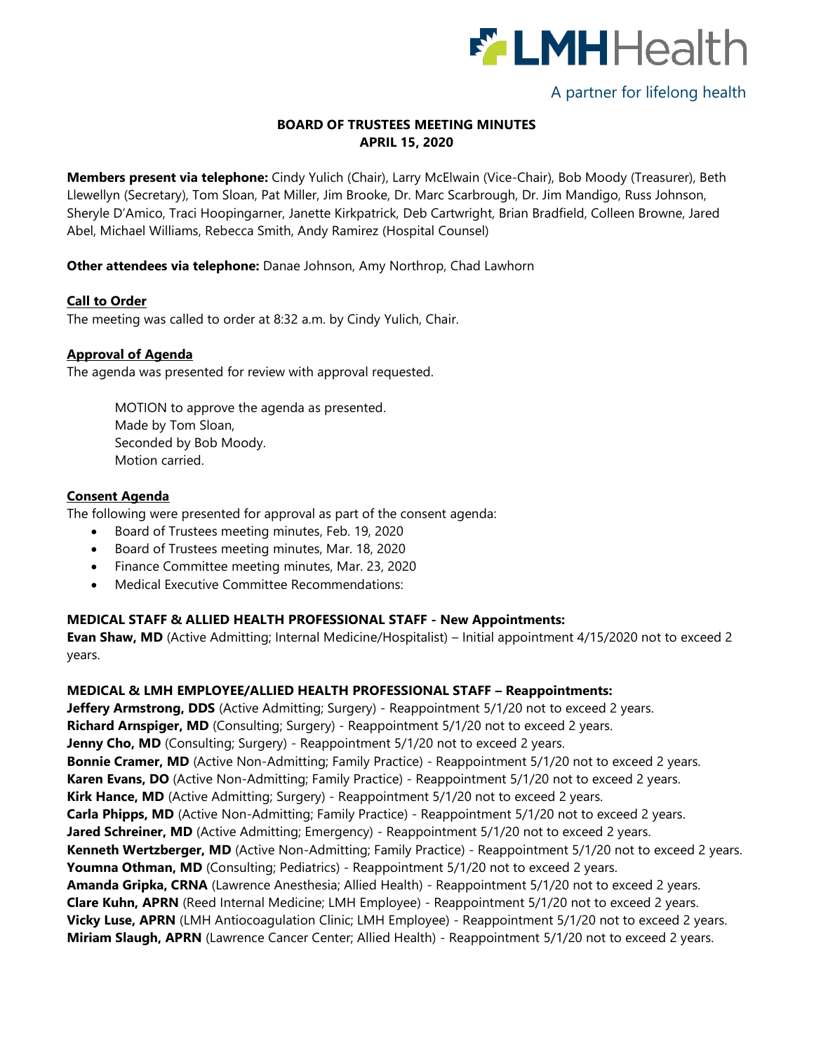LMHHealth

A partner for lifelong health

# BOARD OF TRUSTEES MEETING MINUTES
## APRIL 15, 2020

**Members present via telephone:** Cindy Yulich (Chair), Larry McElwain (Vice-Chair), Bob Moody (Treasurer), Beth Llewellyn (Secretary), Tom Sloan, Pat Miller, Jim Brooke, Dr. Marc Scarbrough, Dr. Jim Mandigo, Russ Johnson, Sheryle D'Amico, Traci Hoopingarner, Janette Kirkpatrick, Deb Cartwright, Brian Bradfield, Colleen Browne, Jared Abel, Michael Williams, Rebecca Smith, Andy Ramirez (Hospital Counsel)

**Other attendees via telephone:** Danae Johnson, Amy Northrop, Chad Lawhorn

### Call to Order

The meeting was called to order at 8:32 a.m. by Cindy Yulich, Chair.

### Approval of Agenda

The agenda was presented for review with approval requested.

> MOTION to approve the agenda as presented.
> Made by Tom Sloan,
> Seconded by Bob Moody.
> Motion carried.

### Consent Agenda

The following were presented for approval as part of the consent agenda:

- Board of Trustees meeting minutes, Feb. 19, 2020
- Board of Trustees meeting minutes, Mar. 18, 2020
- Finance Committee meeting minutes, Mar. 23, 2020
- Medical Executive Committee Recommendations:

**MEDICAL STAFF & ALLIED HEALTH PROFESSIONAL STAFF - New Appointments:**

**Evan Shaw, MD** (Active Admitting; Internal Medicine/Hospitalist) – Initial appointment 4/15/2020 not to exceed 2 years.

**MEDICAL & LMH EMPLOYEE/ALLIED HEALTH PROFESSIONAL STAFF – Reappointments:**

**Jeffery Armstrong, DDS** (Active Admitting; Surgery) - Reappointment 5/1/20 not to exceed 2 years.
**Richard Arnspiger, MD** (Consulting; Surgery) - Reappointment 5/1/20 not to exceed 2 years.
**Jenny Cho, MD** (Consulting; Surgery) - Reappointment 5/1/20 not to exceed 2 years.
**Bonnie Cramer, MD** (Active Non-Admitting; Family Practice) - Reappointment 5/1/20 not to exceed 2 years.
**Karen Evans, DO** (Active Non-Admitting; Family Practice) - Reappointment 5/1/20 not to exceed 2 years.
**Kirk Hance, MD** (Active Admitting; Surgery) - Reappointment 5/1/20 not to exceed 2 years.
**Carla Phipps, MD** (Active Non-Admitting; Family Practice) - Reappointment 5/1/20 not to exceed 2 years.
**Jared Schreiner, MD** (Active Admitting; Emergency) - Reappointment 5/1/20 not to exceed 2 years.
**Kenneth Wertzberger, MD** (Active Non-Admitting; Family Practice) - Reappointment 5/1/20 not to exceed 2 years.
**Youmna Othman, MD** (Consulting; Pediatrics) - Reappointment 5/1/20 not to exceed 2 years.
**Amanda Gripka, CRNA** (Lawrence Anesthesia; Allied Health) - Reappointment 5/1/20 not to exceed 2 years.
**Clare Kuhn, APRN** (Reed Internal Medicine; LMH Employee) - Reappointment 5/1/20 not to exceed 2 years.
**Vicky Luse, APRN** (LMH Antiocoagulation Clinic; LMH Employee) - Reappointment 5/1/20 not to exceed 2 years.
**Miriam Slaugh, APRN** (Lawrence Cancer Center; Allied Health) - Reappointment 5/1/20 not to exceed 2 years.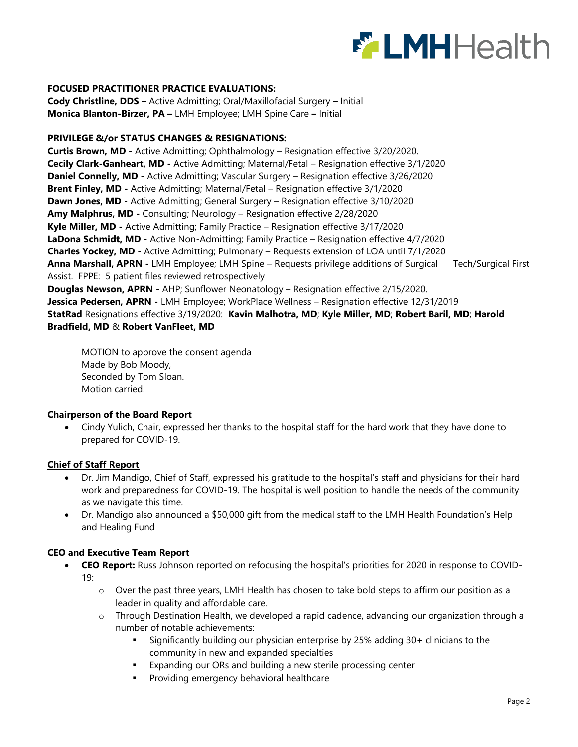**FOCUSED PRACTITIONER PRACTICE EVALUATIONS:**
**Cody Christline, DDS –** Active Admitting; Oral/Maxillofacial Surgery **–** Initial
**Monica Blanton-Birzer, PA –** LMH Employee; LMH Spine Care **–** Initial

**PRIVILEGE &/or STATUS CHANGES & RESIGNATIONS:**
**Curtis Brown, MD -** Active Admitting; Ophthalmology – Resignation effective 3/20/2020.
**Cecily Clark-Ganheart, MD -** Active Admitting; Maternal/Fetal – Resignation effective 3/1/2020
**Daniel Connelly, MD -** Active Admitting; Vascular Surgery – Resignation effective 3/26/2020
**Brent Finley, MD -** Active Admitting; Maternal/Fetal – Resignation effective 3/1/2020
**Dawn Jones, MD -** Active Admitting; General Surgery – Resignation effective 3/10/2020
**Amy Malphrus, MD -** Consulting; Neurology – Resignation effective 2/28/2020
**Kyle Miller, MD -** Active Admitting; Family Practice – Resignation effective 3/17/2020
**LaDona Schmidt, MD -** Active Non-Admitting; Family Practice – Resignation effective 4/7/2020
**Charles Yockey, MD -** Active Admitting; Pulmonary – Requests extension of LOA until 7/1/2020
**Anna Marshall, APRN -** LMH Employee; LMH Spine – Requests privilege additions of Surgical Tech/Surgical First Assist. FPPE: 5 patient files reviewed retrospectively
**Douglas Newson, APRN -** AHP; Sunflower Neonatology – Resignation effective 2/15/2020.
**Jessica Pedersen, APRN -** LMH Employee; WorkPlace Wellness – Resignation effective 12/31/2019
**StatRad** Resignations effective 3/19/2020: **Kavin Malhotra, MD**; **Kyle Miller, MD**; **Robert Baril, MD**; **Harold Bradfield, MD** & **Robert VanFleet, MD**

MOTION to approve the consent agenda
Made by Bob Moody,
Seconded by Tom Sloan.
Motion carried.

**Chairperson of the Board Report**

- Cindy Yulich, Chair, expressed her thanks to the hospital staff for the hard work that they have done to prepared for COVID-19.

**Chief of Staff Report**

- Dr. Jim Mandigo, Chief of Staff, expressed his gratitude to the hospital's staff and physicians for their hard work and preparedness for COVID-19. The hospital is well position to handle the needs of the community as we navigate this time.
- Dr. Mandigo also announced a $50,000 gift from the medical staff to the LMH Health Foundation's Help and Healing Fund

**CEO and Executive Team Report**

- **CEO Report:** Russ Johnson reported on refocusing the hospital's priorities for 2020 in response to COVID-19:
  - Over the past three years, LMH Health has chosen to take bold steps to affirm our position as a leader in quality and affordable care.
  - Through Destination Health, we developed a rapid cadence, advancing our organization through a number of notable achievements:
    - Significantly building our physician enterprise by 25% adding 30+ clinicians to the community in new and expanded specialties
    - Expanding our ORs and building a new sterile processing center
    - Providing emergency behavioral healthcare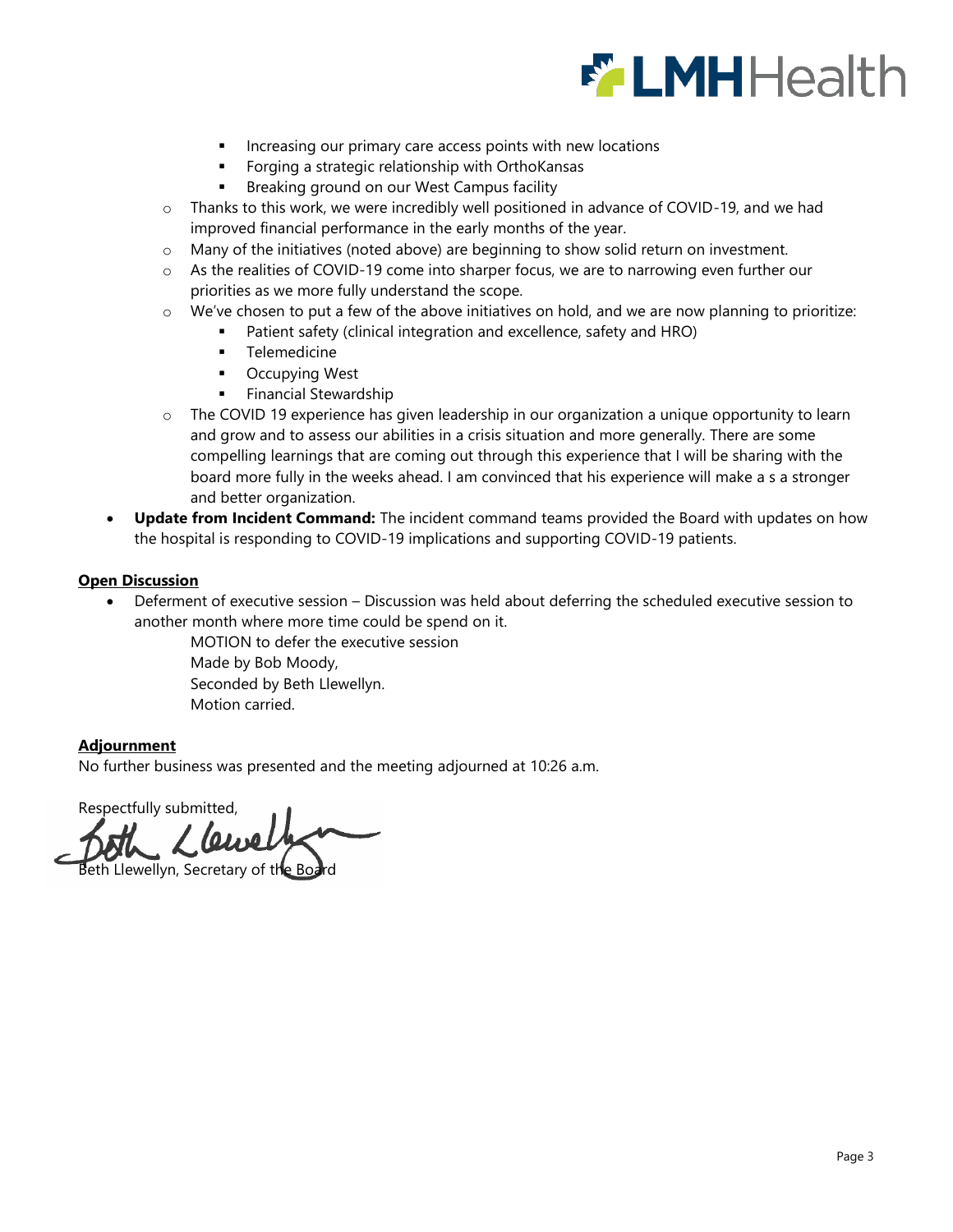- Increasing our primary care access points with new locations
  - Forging a strategic relationship with OrthoKansas
  - Breaking ground on our West Campus facility
- Thanks to this work, we were incredibly well positioned in advance of COVID-19, and we had improved financial performance in the early months of the year.
- Many of the initiatives (noted above) are beginning to show solid return on investment.
- As the realities of COVID-19 come into sharper focus, we are to narrowing even further our priorities as we more fully understand the scope.
- We've chosen to put a few of the above initiatives on hold, and we are now planning to prioritize:
  - Patient safety (clinical integration and excellence, safety and HRO)
  - Telemedicine
  - Occupying West
  - Financial Stewardship
- The COVID 19 experience has given leadership in our organization a unique opportunity to learn and grow and to assess our abilities in a crisis situation and more generally. There are some compelling learnings that are coming out through this experience that I will be sharing with the board more fully in the weeks ahead. I am convinced that his experience will make a s a stronger and better organization.

- **Update from Incident Command:** The incident command teams provided the Board with updates on how the hospital is responding to COVID-19 implications and supporting COVID-19 patients.

**Open Discussion**

- Deferment of executive session – Discussion was held about deferring the scheduled executive session to another month where more time could be spend on it.

  MOTION to defer the executive session
  Made by Bob Moody,
  Seconded by Beth Llewellyn.
  Motion carried.

**Adjournment**

No further business was presented and the meeting adjourned at 10:26 a.m.

Respectfully submitted,

Beth Llewellyn, Secretary of the Board